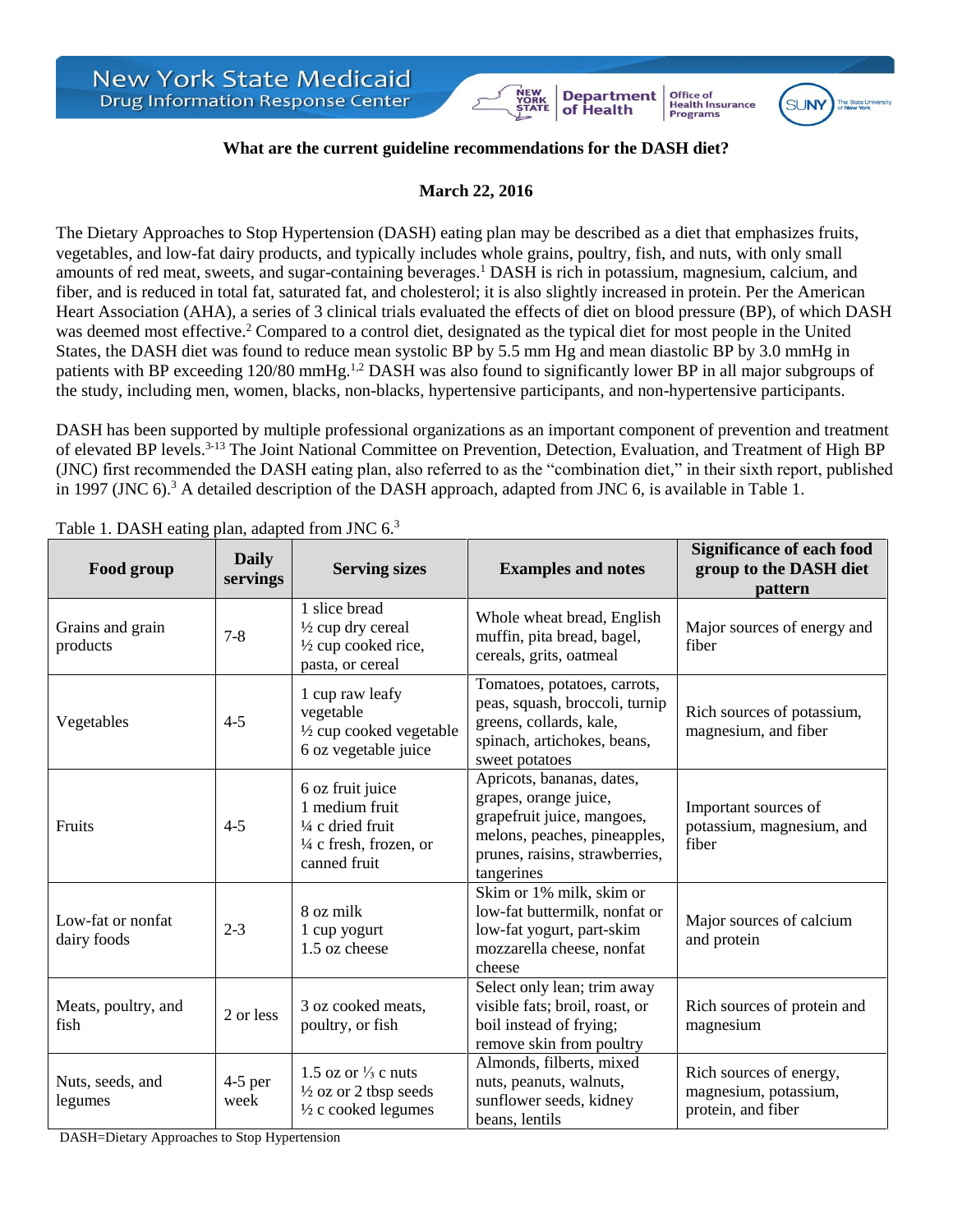**What are the current guideline recommendations for the DASH diet?**

**March 22, 2016**

The Dietary Approaches to Stop Hypertension (DASH) eating plan may be described as a diet that emphasizes fruits, vegetables, and low-fat dairy products, and typically includes whole grains, poultry, fish, and nuts, with only small amounts of red meat, sweets, and sugar-containing beverages.[1] DASH is rich in potassium, magnesium, calcium, and fiber, and is reduced in total fat, saturated fat, and cholesterol; it is also slightly increased in protein. Per the American Heart Association (AHA), a series of 3 clinical trials evaluated the effects of diet on blood pressure (BP), of which DASH was deemed most effective.[2] Compared to a control diet, designated as the typical diet for most people in the United States, the DASH diet was found to reduce mean systolic BP by 5.5 mm Hg and mean diastolic BP by 3.0 mmHg in patients with BP exceeding 120/80 mmHg.[1,2] DASH was also found to significantly lower BP in all major subgroups of the study, including men, women, blacks, non-blacks, hypertensive participants, and non-hypertensive participants.

DASH has been supported by multiple professional organizations as an important component of prevention and treatment of elevated BP levels.[3-13] The Joint National Committee on Prevention, Detection, Evaluation, and Treatment of High BP (JNC) first recommended the DASH eating plan, also referred to as the "combination diet," in their sixth report, published in 1997 (JNC 6).[3] A detailed description of the DASH approach, adapted from JNC 6, is available in Table 1.

Table 1. DASH eating plan, adapted from JNC 6.[3]

| Food group | Daily servings | Serving sizes | Examples and notes | Significance of each food group to the DASH diet pattern |
|---|---|---|---|---|
| Grains and grain products | 7-8 | 1 slice bread<br>½ cup dry cereal<br>½ cup cooked rice, pasta, or cereal | Whole wheat bread, English muffin, pita bread, bagel, cereals, grits, oatmeal | Major sources of energy and fiber |
| Vegetables | 4-5 | 1 cup raw leafy vegetable<br>½ cup cooked vegetable<br>6 oz vegetable juice | Tomatoes, potatoes, carrots, peas, squash, broccoli, turnip greens, collards, kale, spinach, artichokes, beans, sweet potatoes | Rich sources of potassium, magnesium, and fiber |
| Fruits | 4-5 | 6 oz fruit juice<br>1 medium fruit<br>¼ c dried fruit<br>¼ c fresh, frozen, or canned fruit | Apricots, bananas, dates, grapes, orange juice, grapefruit juice, mangoes, melons, peaches, pineapples, prunes, raisins, strawberries, tangerines | Important sources of potassium, magnesium, and fiber |
| Low-fat or nonfat dairy foods | 2-3 | 8 oz milk<br>1 cup yogurt<br>1.5 oz cheese | Skim or 1% milk, skim or low-fat buttermilk, nonfat or low-fat yogurt, part-skim mozzarella cheese, nonfat cheese | Major sources of calcium and protein |
| Meats, poultry, and fish | 2 or less | 3 oz cooked meats, poultry, or fish | Select only lean; trim away visible fats; broil, roast, or boil instead of frying; remove skin from poultry | Rich sources of protein and magnesium |
| Nuts, seeds, and legumes | 4-5 per week | 1.5 oz or ⅓ c nuts<br>½ oz or 2 tbsp seeds<br>½ c cooked legumes | Almonds, filberts, mixed nuts, peanuts, walnuts, sunflower seeds, kidney beans, lentils | Rich sources of energy, magnesium, potassium, protein, and fiber |

DASH=Dietary Approaches to Stop Hypertension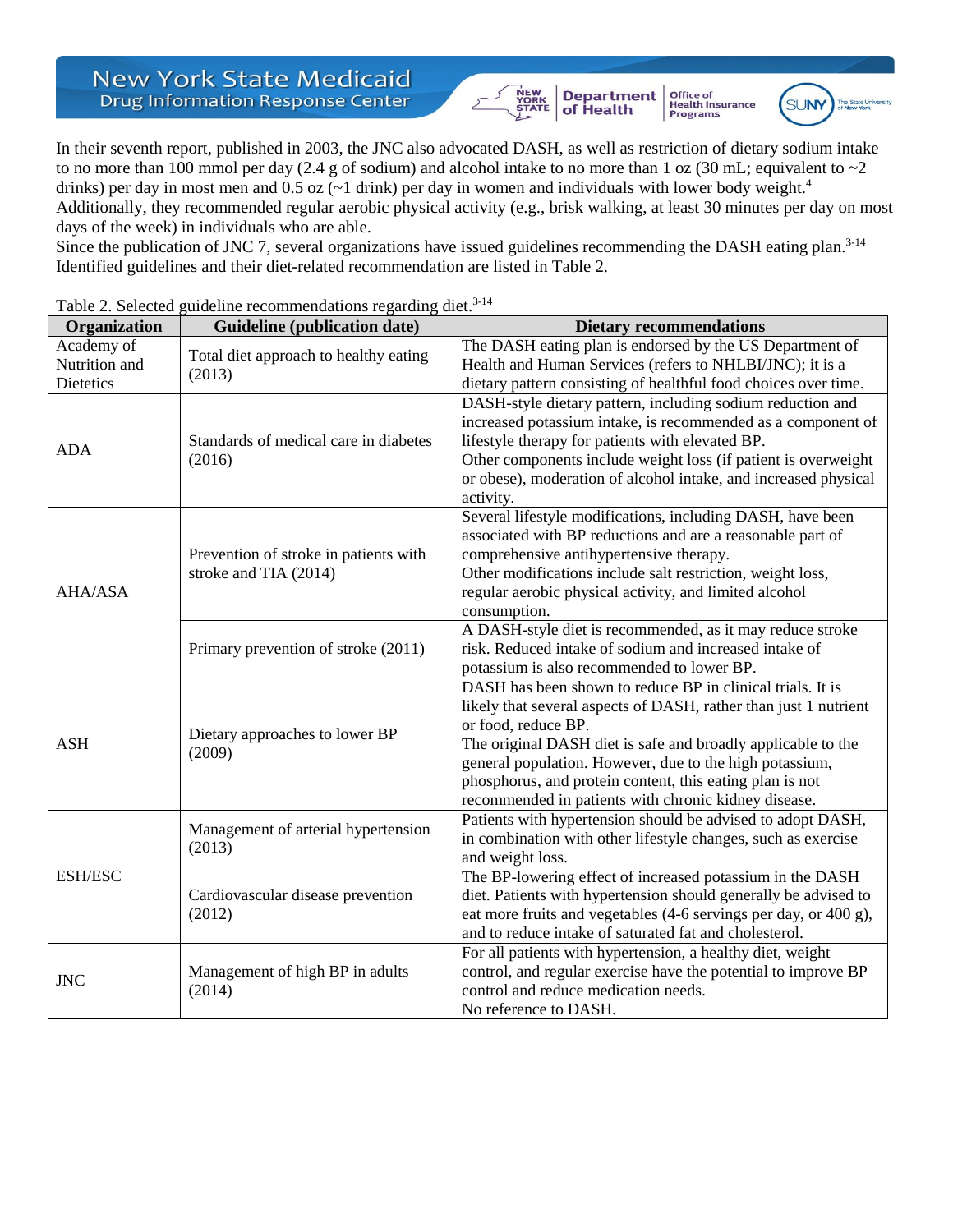In their seventh report, published in 2003, the JNC also advocated DASH, as well as restriction of dietary sodium intake to no more than 100 mmol per day (2.4 g of sodium) and alcohol intake to no more than 1 oz (30 mL; equivalent to ~2 drinks) per day in most men and 0.5 oz (~1 drink) per day in women and individuals with lower body weight.[4] Additionally, they recommended regular aerobic physical activity (e.g., brisk walking, at least 30 minutes per day on most days of the week) in individuals who are able.

Since the publication of JNC 7, several organizations have issued guidelines recommending the DASH eating plan.[3-14] Identified guidelines and their diet-related recommendation are listed in Table 2.

Table 2. Selected guideline recommendations regarding diet.[3-14]

| Organization | Guideline (publication date) | Dietary recommendations |
|---|---|---|
| Academy of Nutrition and Dietetics | Total diet approach to healthy eating (2013) | The DASH eating plan is endorsed by the US Department of Health and Human Services (refers to NHLBI/JNC); it is a dietary pattern consisting of healthful food choices over time. |
| ADA | Standards of medical care in diabetes (2016) | DASH-style dietary pattern, including sodium reduction and increased potassium intake, is recommended as a component of lifestyle therapy for patients with elevated BP.<br>Other components include weight loss (if patient is overweight or obese), moderation of alcohol intake, and increased physical activity. |
| AHA/ASA | Prevention of stroke in patients with stroke and TIA (2014) | Several lifestyle modifications, including DASH, have been associated with BP reductions and are a reasonable part of comprehensive antihypertensive therapy.<br>Other modifications include salt restriction, weight loss, regular aerobic physical activity, and limited alcohol consumption. |
| | Primary prevention of stroke (2011) | A DASH-style diet is recommended, as it may reduce stroke risk. Reduced intake of sodium and increased intake of potassium is also recommended to lower BP. |
| ASH | Dietary approaches to lower BP (2009) | DASH has been shown to reduce BP in clinical trials. It is likely that several aspects of DASH, rather than just 1 nutrient or food, reduce BP.<br>The original DASH diet is safe and broadly applicable to the general population. However, due to the high potassium, phosphorus, and protein content, this eating plan is not recommended in patients with chronic kidney disease. |
| ESH/ESC | Management of arterial hypertension (2013) | Patients with hypertension should be advised to adopt DASH, in combination with other lifestyle changes, such as exercise and weight loss. |
| | Cardiovascular disease prevention (2012) | The BP-lowering effect of increased potassium in the DASH diet. Patients with hypertension should generally be advised to eat more fruits and vegetables (4-6 servings per day, or 400 g), and to reduce intake of saturated fat and cholesterol. |
| JNC | Management of high BP in adults (2014) | For all patients with hypertension, a healthy diet, weight control, and regular exercise have the potential to improve BP control and reduce medication needs.<br>No reference to DASH. |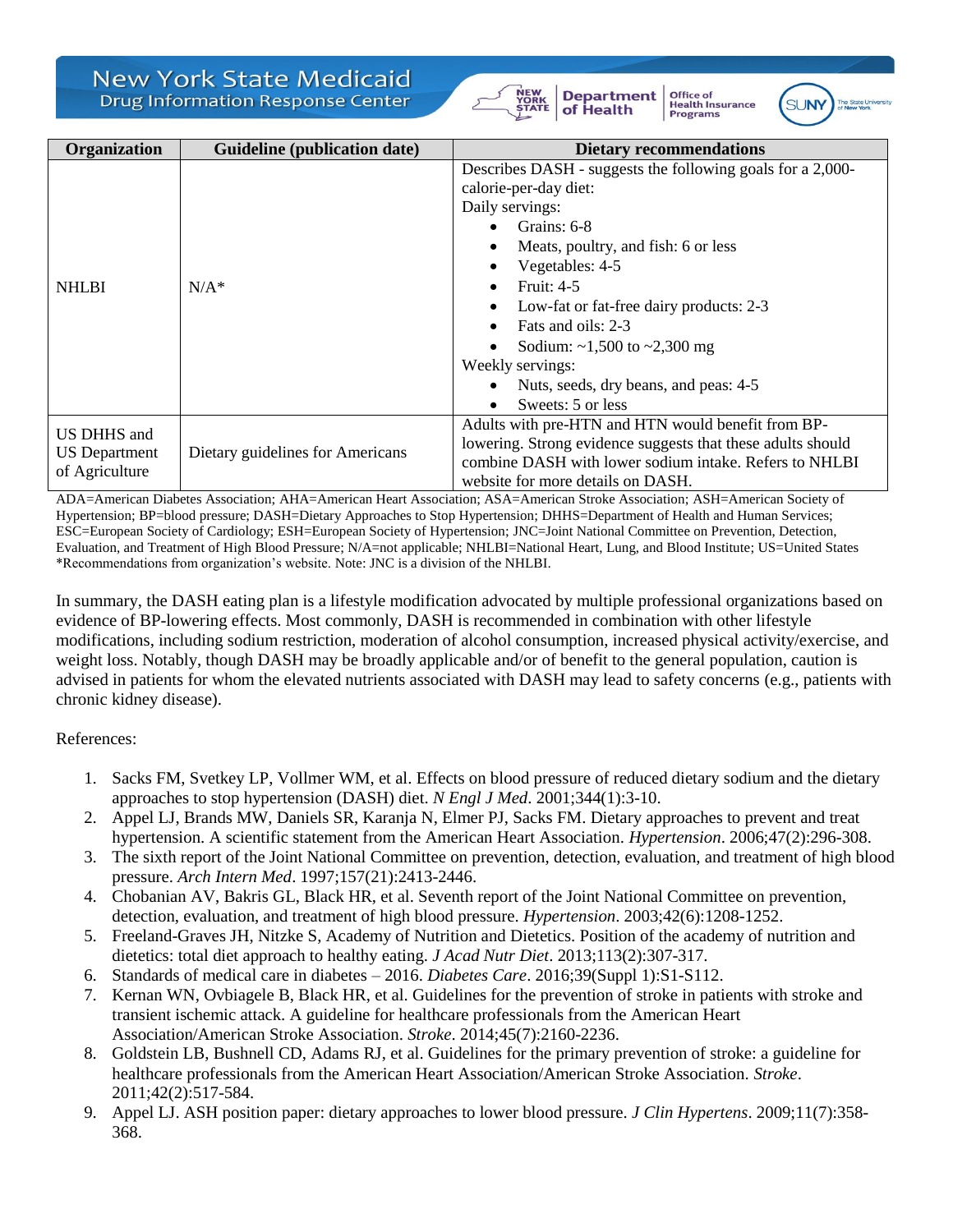| Organization | Guideline (publication date) | Dietary recommendations |
|---|---|---|
| NHLBI | N/A* | Describes DASH - suggests the following goals for a 2,000-calorie-per-day diet:<br>Daily servings:<br>• Grains: 6-8<br>• Meats, poultry, and fish: 6 or less<br>• Vegetables: 4-5<br>• Fruit: 4-5<br>• Low-fat or fat-free dairy products: 2-3<br>• Fats and oils: 2-3<br>• Sodium: ~1,500 to ~2,300 mg<br>Weekly servings:<br>• Nuts, seeds, dry beans, and peas: 4-5<br>• Sweets: 5 or less |
| US DHHS and US Department of Agriculture | Dietary guidelines for Americans | Adults with pre-HTN and HTN would benefit from BP-lowering. Strong evidence suggests that these adults should combine DASH with lower sodium intake. Refers to NHLBI website for more details on DASH. |

ADA=American Diabetes Association; AHA=American Heart Association; ASA=American Stroke Association; ASH=American Society of Hypertension; BP=blood pressure; DASH=Dietary Approaches to Stop Hypertension; DHHS=Department of Health and Human Services; ESC=European Society of Cardiology; ESH=European Society of Hypertension; JNC=Joint National Committee on Prevention, Detection, Evaluation, and Treatment of High Blood Pressure; N/A=not applicable; NHLBI=National Heart, Lung, and Blood Institute; US=United States
*Recommendations from organization's website. Note: JNC is a division of the NHLBI.

In summary, the DASH eating plan is a lifestyle modification advocated by multiple professional organizations based on evidence of BP-lowering effects. Most commonly, DASH is recommended in combination with other lifestyle modifications, including sodium restriction, moderation of alcohol consumption, increased physical activity/exercise, and weight loss. Notably, though DASH may be broadly applicable and/or of benefit to the general population, caution is advised in patients for whom the elevated nutrients associated with DASH may lead to safety concerns (e.g., patients with chronic kidney disease).

References:

1. Sacks FM, Svetkey LP, Vollmer WM, et al. Effects on blood pressure of reduced dietary sodium and the dietary approaches to stop hypertension (DASH) diet. *N Engl J Med*. 2001;344(1):3-10.
2. Appel LJ, Brands MW, Daniels SR, Karanja N, Elmer PJ, Sacks FM. Dietary approaches to prevent and treat hypertension. A scientific statement from the American Heart Association. *Hypertension*. 2006;47(2):296-308.
3. The sixth report of the Joint National Committee on prevention, detection, evaluation, and treatment of high blood pressure. *Arch Intern Med*. 1997;157(21):2413-2446.
4. Chobanian AV, Bakris GL, Black HR, et al. Seventh report of the Joint National Committee on prevention, detection, evaluation, and treatment of high blood pressure. *Hypertension*. 2003;42(6):1208-1252.
5. Freeland-Graves JH, Nitzke S, Academy of Nutrition and Dietetics. Position of the academy of nutrition and dietetics: total diet approach to healthy eating. *J Acad Nutr Diet*. 2013;113(2):307-317.
6. Standards of medical care in diabetes – 2016. *Diabetes Care*. 2016;39(Suppl 1):S1-S112.
7. Kernan WN, Ovbiagele B, Black HR, et al. Guidelines for the prevention of stroke in patients with stroke and transient ischemic attack. A guideline for healthcare professionals from the American Heart Association/American Stroke Association. *Stroke*. 2014;45(7):2160-2236.
8. Goldstein LB, Bushnell CD, Adams RJ, et al. Guidelines for the primary prevention of stroke: a guideline for healthcare professionals from the American Heart Association/American Stroke Association. *Stroke*. 2011;42(2):517-584.
9. Appel LJ. ASH position paper: dietary approaches to lower blood pressure. *J Clin Hypertens*. 2009;11(7):358-368.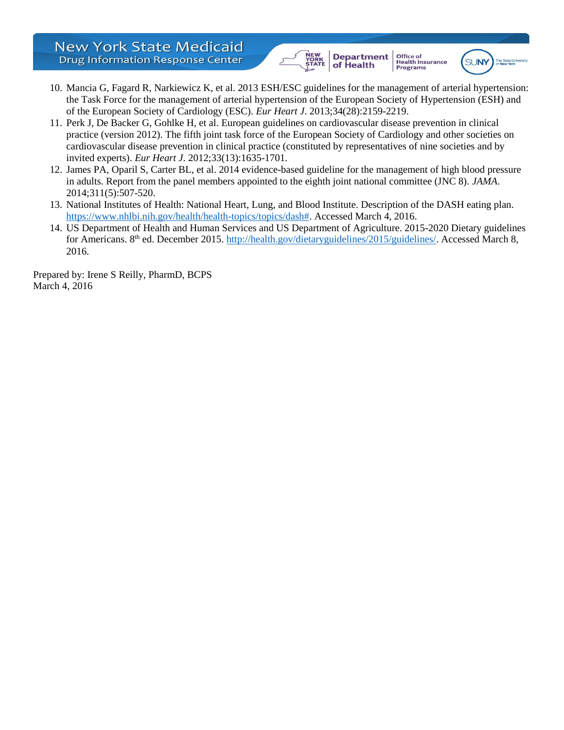10. Mancia G, Fagard R, Narkiewicz K, et al. 2013 ESH/ESC guidelines for the management of arterial hypertension: the Task Force for the management of arterial hypertension of the European Society of Hypertension (ESH) and of the European Society of Cardiology (ESC). *Eur Heart J*. 2013;34(28):2159-2219.
11. Perk J, De Backer G, Gohlke H, et al. European guidelines on cardiovascular disease prevention in clinical practice (version 2012). The fifth joint task force of the European Society of Cardiology and other societies on cardiovascular disease prevention in clinical practice (constituted by representatives of nine societies and by invited experts). *Eur Heart J*. 2012;33(13):1635-1701.
12. James PA, Oparil S, Carter BL, et al. 2014 evidence-based guideline for the management of high blood pressure in adults. Report from the panel members appointed to the eighth joint national committee (JNC 8). *JAMA*. 2014;311(5):507-520.
13. National Institutes of Health: National Heart, Lung, and Blood Institute. Description of the DASH eating plan. https://www.nhlbi.nih.gov/health/health-topics/topics/dash#. Accessed March 4, 2016.
14. US Department of Health and Human Services and US Department of Agriculture. 2015-2020 Dietary guidelines for Americans. 8th ed. December 2015. http://health.gov/dietaryguidelines/2015/guidelines/. Accessed March 8, 2016.

Prepared by: Irene S Reilly, PharmD, BCPS
March 4, 2016